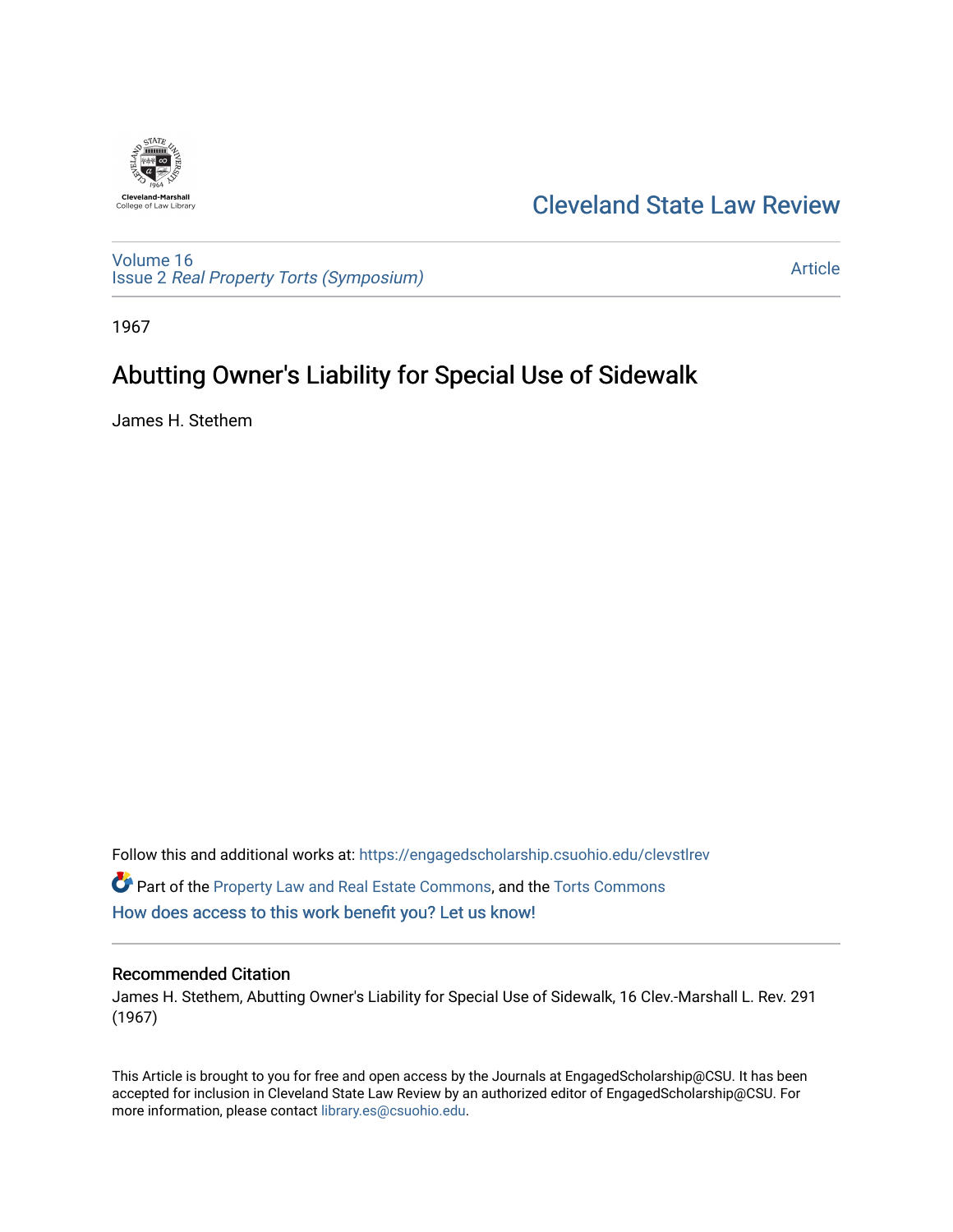Cleveland State Law Review

Volume 16
Issue 2 *Real Property Torts (Symposium)*

Article

1967

# Abutting Owner's Liability for Special Use of Sidewalk

James H. Stethem

Follow this and additional works at: https://engagedscholarship.csuohio.edu/clevstlrev

Part of the Property Law and Real Estate Commons, and the Torts Commons

How does access to this work benefit you? Let us know!

## Recommended Citation

James H. Stethem, Abutting Owner's Liability for Special Use of Sidewalk, 16 Clev.-Marshall L. Rev. 291 (1967)

This Article is brought to you for free and open access by the Journals at EngagedScholarship@CSU. It has been accepted for inclusion in Cleveland State Law Review by an authorized editor of EngagedScholarship@CSU. For more information, please contact library.es@csuohio.edu.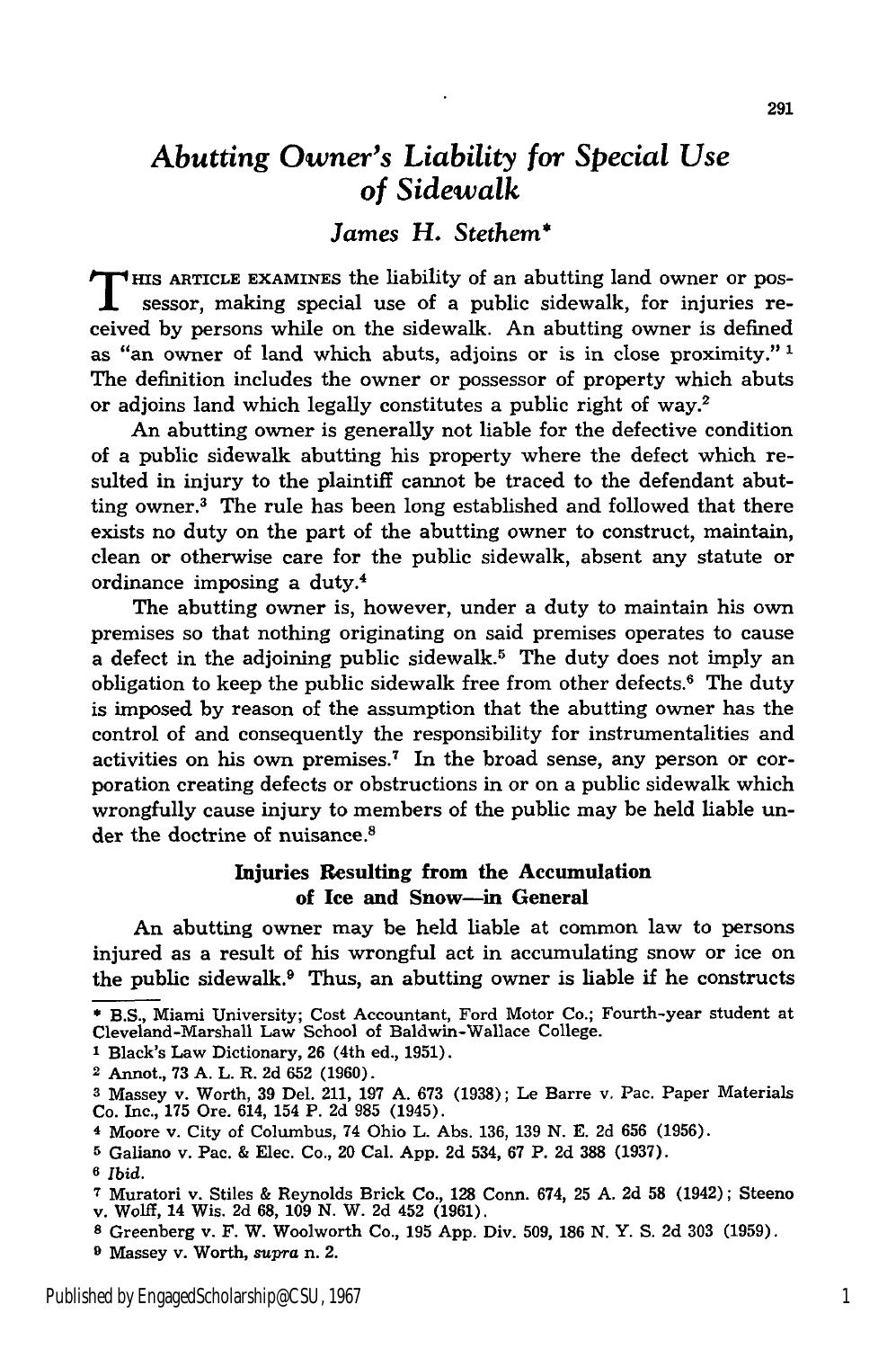# *Abutting Owner's Liability for Special Use of Sidewalk*

### *James H. Stethem**

THIS ARTICLE EXAMINES the liability of an abutting land owner or possessor, making special use of a public sidewalk, for injuries received by persons while on the sidewalk. An abutting owner is defined as "an owner of land which abuts, adjoins or is in close proximity."[1] The definition includes the owner or possessor of property which abuts or adjoins land which legally constitutes a public right of way.[2]

An abutting owner is generally not liable for the defective condition of a public sidewalk abutting his property where the defect which resulted in injury to the plaintiff cannot be traced to the defendant abutting owner.[3] The rule has been long established and followed that there exists no duty on the part of the abutting owner to construct, maintain, clean or otherwise care for the public sidewalk, absent any statute or ordinance imposing a duty.[4]

The abutting owner is, however, under a duty to maintain his own premises so that nothing originating on said premises operates to cause a defect in the adjoining public sidewalk.[5] The duty does not imply an obligation to keep the public sidewalk free from other defects.[6] The duty is imposed by reason of the assumption that the abutting owner has the control of and consequently the responsibility for instrumentalities and activities on his own premises.[7] In the broad sense, any person or corporation creating defects or obstructions in or on a public sidewalk which wrongfully cause injury to members of the public may be held liable under the doctrine of nuisance.[8]

### Injuries Resulting from the Accumulation of Ice and Snow—in General

An abutting owner may be held liable at common law to persons injured as a result of his wrongful act in accumulating snow or ice on the public sidewalk.[9] Thus, an abutting owner is liable if he constructs

---

* B.S., Miami University; Cost Accountant, Ford Motor Co.; Fourth-year student at Cleveland-Marshall Law School of Baldwin-Wallace College.

1 Black's Law Dictionary, 26 (4th ed., 1951).

2 Annot., 73 A. L. R. 2d 652 (1960).

3 Massey v. Worth, 39 Del. 211, 197 A. 673 (1938); Le Barre v. Pac. Paper Materials Co. Inc., 175 Ore. 614, 154 P. 2d 985 (1945).

4 Moore v. City of Columbus, 74 Ohio L. Abs. 136, 139 N. E. 2d 656 (1956).

5 Galiano v. Pac. & Elec. Co., 20 Cal. App. 2d 534, 67 P. 2d 388 (1937).

6 *Ibid.*

7 Muratori v. Stiles & Reynolds Brick Co., 128 Conn. 674, 25 A. 2d 58 (1942); Steeno v. Wolff, 14 Wis. 2d 68, 109 N. W. 2d 452 (1961).

8 Greenberg v. F. W. Woolworth Co., 195 App. Div. 509, 186 N. Y. S. 2d 303 (1959).

9 Massey v. Worth, *supra* n. 2.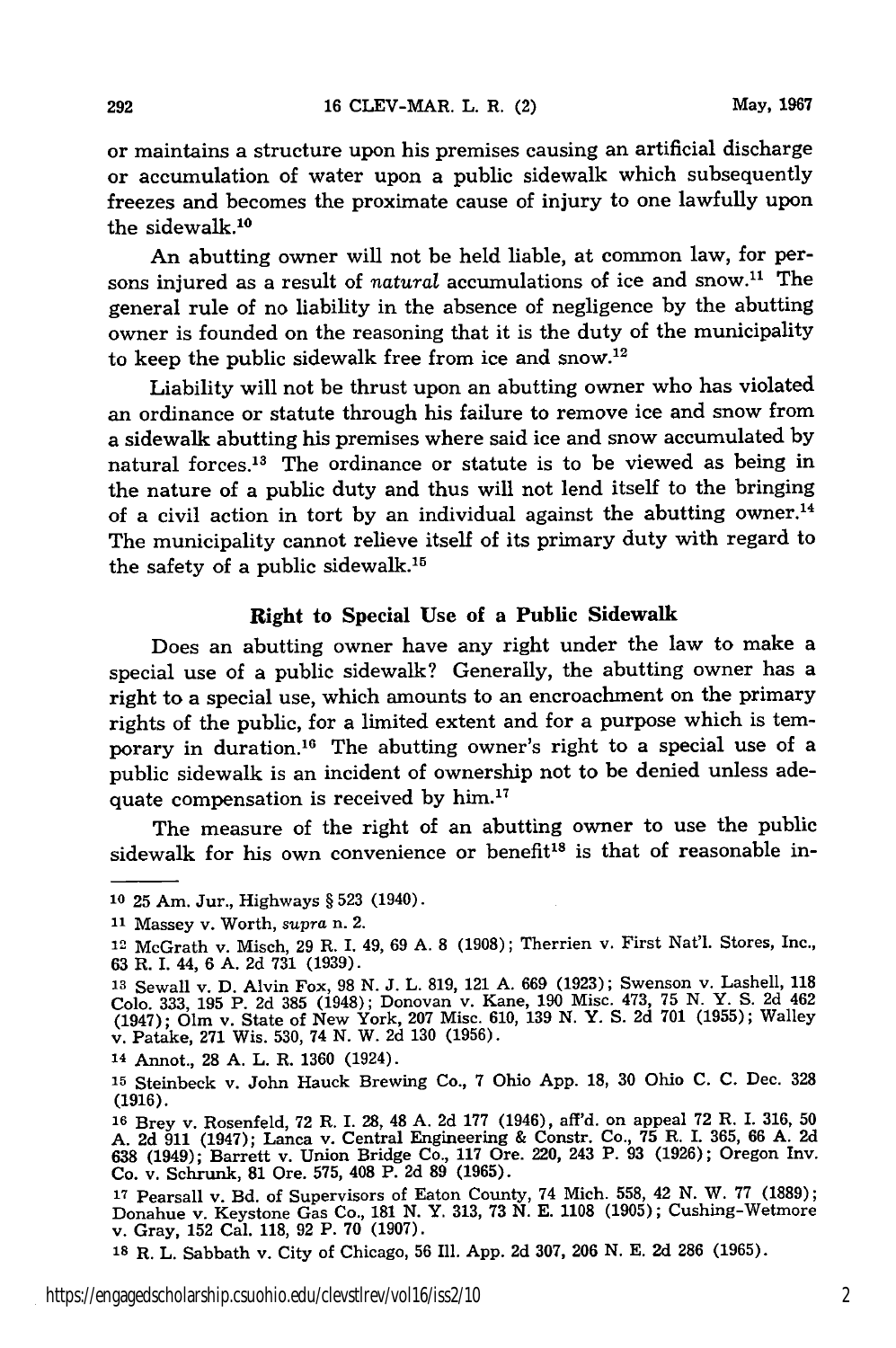or maintains a structure upon his premises causing an artificial discharge or accumulation of water upon a public sidewalk which subsequently freezes and becomes the proximate cause of injury to one lawfully upon the sidewalk.[10]

An abutting owner will not be held liable, at common law, for persons injured as a result of *natural* accumulations of ice and snow.[11] The general rule of no liability in the absence of negligence by the abutting owner is founded on the reasoning that it is the duty of the municipality to keep the public sidewalk free from ice and snow.[12]

Liability will not be thrust upon an abutting owner who has violated an ordinance or statute through his failure to remove ice and snow from a sidewalk abutting his premises where said ice and snow accumulated by natural forces.[13] The ordinance or statute is to be viewed as being in the nature of a public duty and thus will not lend itself to the bringing of a civil action in tort by an individual against the abutting owner.[14] The municipality cannot relieve itself of its primary duty with regard to the safety of a public sidewalk.[15]

### Right to Special Use of a Public Sidewalk

Does an abutting owner have any right under the law to make a special use of a public sidewalk? Generally, the abutting owner has a right to a special use, which amounts to an encroachment on the primary rights of the public, for a limited extent and for a purpose which is temporary in duration.[16] The abutting owner's right to a special use of a public sidewalk is an incident of ownership not to be denied unless adequate compensation is received by him.[17]

The measure of the right of an abutting owner to use the public sidewalk for his own convenience or benefit[18] is that of reasonable in-

---

[10] 25 Am. Jur., Highways § 523 (1940).

[11] Massey v. Worth, *supra* n. 2.

[12] McGrath v. Misch, 29 R. I. 49, 69 A. 8 (1908); Therrien v. First Nat'l. Stores, Inc., 63 R. I. 44, 6 A. 2d 731 (1939).

[13] Sewall v. D. Alvin Fox, 98 N. J. L. 819, 121 A. 669 (1923); Swenson v. Lashell, 118 Colo. 333, 195 P. 2d 385 (1948); Donovan v. Kane, 190 Misc. 473, 75 N. Y. S. 2d 462 (1947); Olm v. State of New York, 207 Misc. 610, 139 N. Y. S. 2d 701 (1955); Walley v. Patake, 271 Wis. 530, 74 N. W. 2d 130 (1956).

[14] Annot., 28 A. L. R. 1360 (1924).

[15] Steinbeck v. John Hauck Brewing Co., 7 Ohio App. 18, 30 Ohio C. C. Dec. 328 (1916).

[16] Brey v. Rosenfeld, 72 R. I. 28, 48 A. 2d 177 (1946), aff'd. on appeal 72 R. I. 316, 50 A. 2d 911 (1947); Lanca v. Central Engineering & Constr. Co., 75 R. I. 365, 66 A. 2d 638 (1949); Barrett v. Union Bridge Co., 117 Ore. 220, 243 P. 93 (1926); Oregon Inv. Co. v. Schrunk, 81 Ore. 575, 408 P. 2d 89 (1965).

[17] Pearsall v. Bd. of Supervisors of Eaton County, 74 Mich. 558, 42 N. W. 77 (1889); Donahue v. Keystone Gas Co., 181 N. Y. 313, 73 N. E. 1108 (1905); Cushing-Wetmore v. Gray, 152 Cal. 118, 92 P. 70 (1907).

[18] R. L. Sabbath v. City of Chicago, 56 Ill. App. 2d 307, 206 N. E. 2d 286 (1965).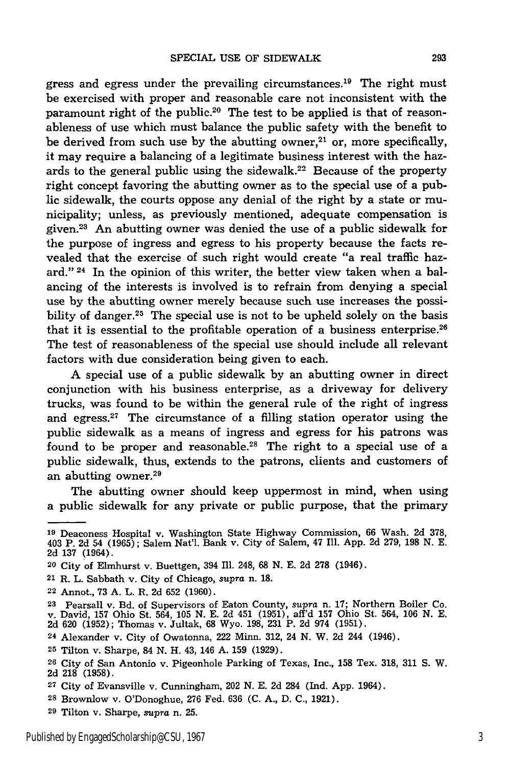gress and egress under the prevailing circumstances.[19] The right must be exercised with proper and reasonable care not inconsistent with the paramount right of the public.[20] The test to be applied is that of reasonableness of use which must balance the public safety with the benefit to be derived from such use by the abutting owner,[21] or, more specifically, it may require a balancing of a legitimate business interest with the hazards to the general public using the sidewalk.[22] Because of the property right concept favoring the abutting owner as to the special use of a public sidewalk, the courts oppose any denial of the right by a state or municipality; unless, as previously mentioned, adequate compensation is given.[23] An abutting owner was denied the use of a public sidewalk for the purpose of ingress and egress to his property because the facts revealed that the exercise of such right would create "a real traffic hazard."[24] In the opinion of this writer, the better view taken when a balancing of the interests is involved is to refrain from denying a special use by the abutting owner merely because such use increases the possibility of danger.[25] The special use is not to be upheld solely on the basis that it is essential to the profitable operation of a business enterprise.[26] The test of reasonableness of the special use should include all relevant factors with due consideration being given to each.

A special use of a public sidewalk by an abutting owner in direct conjunction with his business enterprise, as a driveway for delivery trucks, was found to be within the general rule of the right of ingress and egress.[27] The circumstance of a filling station operator using the public sidewalk as a means of ingress and egress for his patrons was found to be proper and reasonable.[28] The right to a special use of a public sidewalk, thus, extends to the patrons, clients and customers of an abutting owner.[29]

The abutting owner should keep uppermost in mind, when using a public sidewalk for any private or public purpose, that the primary

---

[19] Deaconess Hospital v. Washington State Highway Commission, 66 Wash. 2d 378, 403 P. 2d 54 (1965); Salem Nat'l. Bank v. City of Salem, 47 Ill. App. 2d 279, 198 N. E. 2d 137 (1964).

[20] City of Elmhurst v. Buettgen, 394 Ill. 248, 68 N. E. 2d 278 (1946).

[21] R. L. Sabbath v. City of Chicago, *supra* n. 18.

[22] Annot., 73 A. L. R. 2d 652 (1960).

[23] Pearsall v. Bd. of Supervisors of Eaton County, *supra* n. 17; Northern Boiler Co. v. David, 157 Ohio St. 564, 105 N. E. 2d 451 (1951), aff'd 157 Ohio St. 564, 106 N. E. 2d 620 (1952); Thomas v. Jultak, 68 Wyo. 198, 231 P. 2d 974 (1951).

[24] Alexander v. City of Owatonna, 222 Minn. 312, 24 N. W. 2d 244 (1946).

[25] Tilton v. Sharpe, 84 N. H. 43, 146 A. 159 (1929).

[26] City of San Antonio v. Pigeonhole Parking of Texas, Inc., 158 Tex. 318, 311 S. W. 2d 218 (1958).

[27] City of Evansville v. Cunningham, 202 N. E. 2d 284 (Ind. App. 1964).

[28] Brownlow v. O'Donoghue, 276 Fed. 636 (C. A., D. C., 1921).

[29] Tilton v. Sharpe, *supra* n. 25.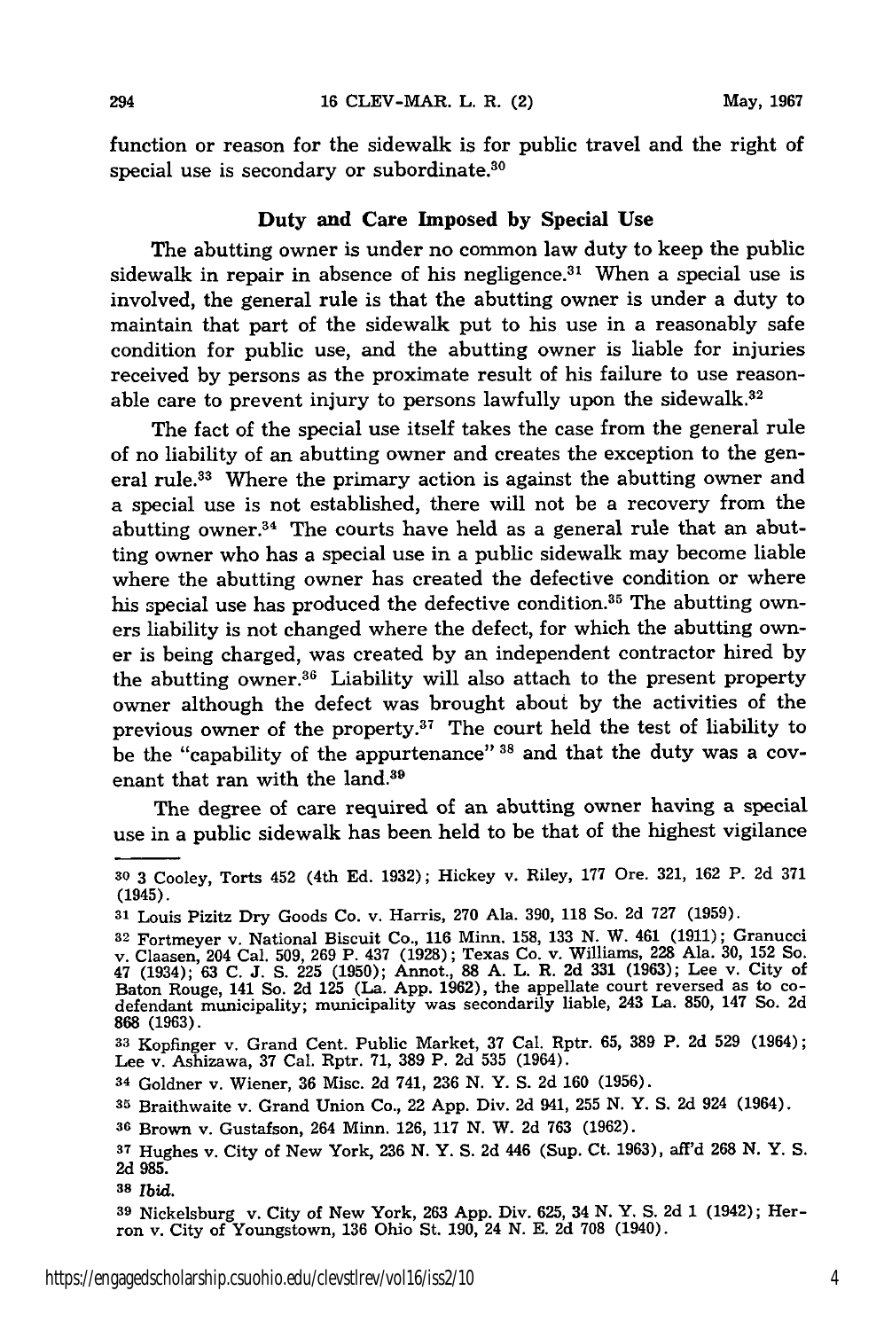function or reason for the sidewalk is for public travel and the right of special use is secondary or subordinate.[30]

### Duty and Care Imposed by Special Use

The abutting owner is under no common law duty to keep the public sidewalk in repair in absence of his negligence.[31] When a special use is involved, the general rule is that the abutting owner is under a duty to maintain that part of the sidewalk put to his use in a reasonably safe condition for public use, and the abutting owner is liable for injuries received by persons as the proximate result of his failure to use reasonable care to prevent injury to persons lawfully upon the sidewalk.[32]

The fact of the special use itself takes the case from the general rule of no liability of an abutting owner and creates the exception to the general rule.[33] Where the primary action is against the abutting owner and a special use is not established, there will not be a recovery from the abutting owner.[34] The courts have held as a general rule that an abutting owner who has a special use in a public sidewalk may become liable where the abutting owner has created the defective condition or where his special use has produced the defective condition.[35] The abutting owners liability is not changed where the defect, for which the abutting owner is being charged, was created by an independent contractor hired by the abutting owner.[36] Liability will also attach to the present property owner although the defect was brought about by the activities of the previous owner of the property.[37] The court held the test of liability to be the "capability of the appurtenance" [38] and that the duty was a covenant that ran with the land.[39]

The degree of care required of an abutting owner having a special use in a public sidewalk has been held to be that of the highest vigilance

---

[30] 3 Cooley, Torts 452 (4th Ed. 1932); Hickey v. Riley, 177 Ore. 321, 162 P. 2d 371 (1945).

[31] Louis Pizitz Dry Goods Co. v. Harris, 270 Ala. 390, 118 So. 2d 727 (1959).

[32] Fortmeyer v. National Biscuit Co., 116 Minn. 158, 133 N. W. 461 (1911); Granucci v. Claasen, 204 Cal. 509, 269 P. 437 (1928); Texas Co. v. Williams, 228 Ala. 30, 152 So. 47 (1934); 63 C. J. S. 225 (1950); Annot., 88 A. L. R. 2d 331 (1963); Lee v. City of Baton Rouge, 141 So. 2d 125 (La. App. 1962), the appellate court reversed as to co-defendant municipality; municipality was secondarily liable, 243 La. 850, 147 So. 2d 868 (1963).

[33] Kopfinger v. Grand Cent. Public Market, 37 Cal. Rptr. 65, 389 P. 2d 529 (1964); Lee v. Ashizawa, 37 Cal. Rptr. 71, 389 P. 2d 535 (1964).

[34] Goldner v. Wiener, 36 Misc. 2d 741, 236 N. Y. S. 2d 160 (1956).

[35] Braithwaite v. Grand Union Co., 22 App. Div. 2d 941, 255 N. Y. S. 2d 924 (1964).

[36] Brown v. Gustafson, 264 Minn. 126, 117 N. W. 2d 763 (1962).

[37] Hughes v. City of New York, 236 N. Y. S. 2d 446 (Sup. Ct. 1963), aff'd 268 N. Y. S. 2d 985.

[38] *Ibid.*

[39] Nickelsburg v. City of New York, 263 App. Div. 625, 34 N. Y. S. 2d 1 (1942); Herron v. City of Youngstown, 136 Ohio St. 190, 24 N. E. 2d 708 (1940).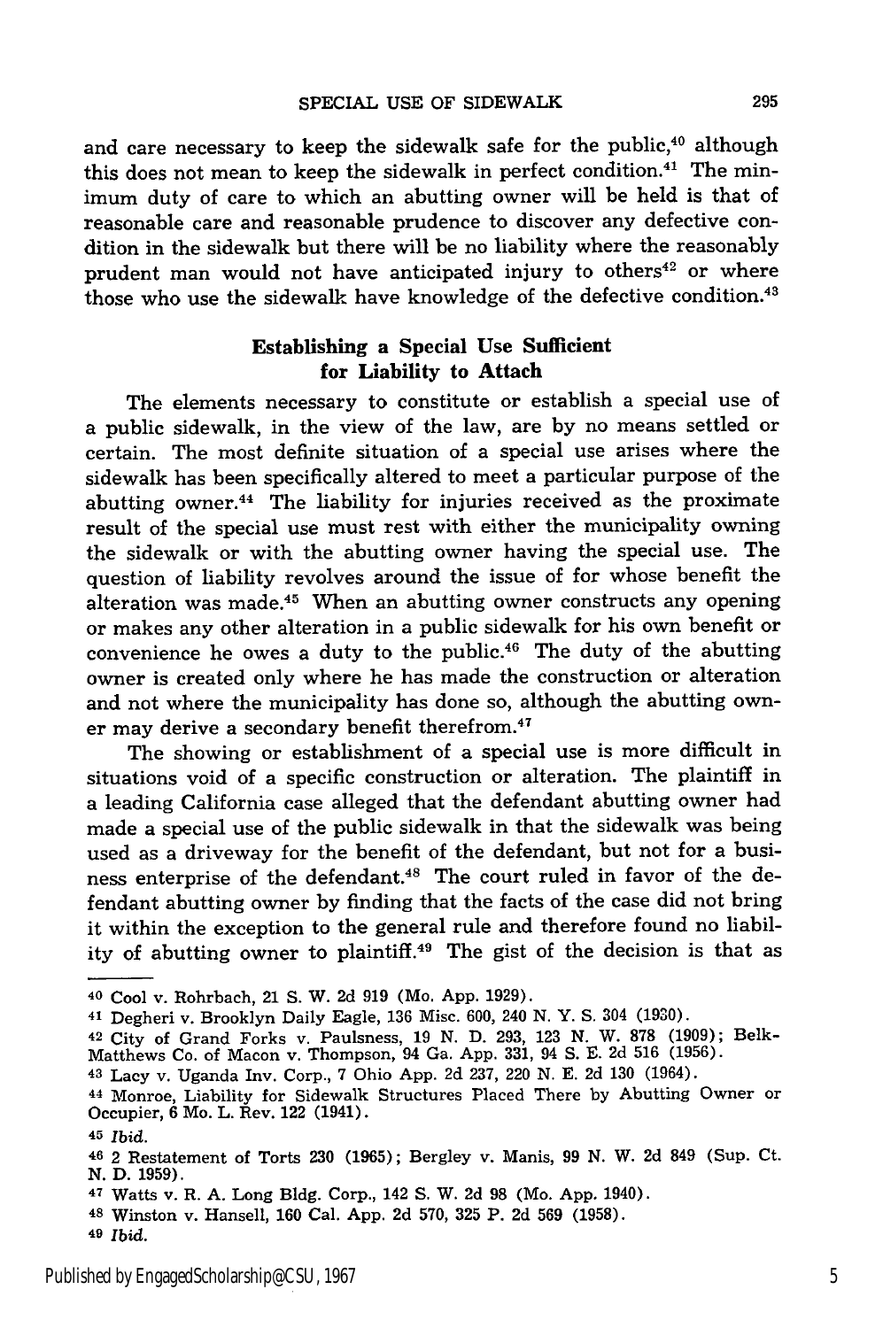and care necessary to keep the sidewalk safe for the public,[40] although this does not mean to keep the sidewalk in perfect condition.[41] The minimum duty of care to which an abutting owner will be held is that of reasonable care and reasonable prudence to discover any defective condition in the sidewalk but there will be no liability where the reasonably prudent man would not have anticipated injury to others[42] or where those who use the sidewalk have knowledge of the defective condition.[43]

### Establishing a Special Use Sufficient for Liability to Attach

The elements necessary to constitute or establish a special use of a public sidewalk, in the view of the law, are by no means settled or certain. The most definite situation of a special use arises where the sidewalk has been specifically altered to meet a particular purpose of the abutting owner.[44] The liability for injuries received as the proximate result of the special use must rest with either the municipality owning the sidewalk or with the abutting owner having the special use. The question of liability revolves around the issue of for whose benefit the alteration was made.[45] When an abutting owner constructs any opening or makes any other alteration in a public sidewalk for his own benefit or convenience he owes a duty to the public.[46] The duty of the abutting owner is created only where he has made the construction or alteration and not where the municipality has done so, although the abutting owner may derive a secondary benefit therefrom.[47]

The showing or establishment of a special use is more difficult in situations void of a specific construction or alteration. The plaintiff in a leading California case alleged that the defendant abutting owner had made a special use of the public sidewalk in that the sidewalk was being used as a driveway for the benefit of the defendant, but not for a business enterprise of the defendant.[48] The court ruled in favor of the defendant abutting owner by finding that the facts of the case did not bring it within the exception to the general rule and therefore found no liability of abutting owner to plaintiff.[49] The gist of the decision is that as

---

[40] Cool v. Rohrbach, 21 S. W. 2d 919 (Mo. App. 1929).

[41] Degheri v. Brooklyn Daily Eagle, 136 Misc. 600, 240 N. Y. S. 304 (1930).

[42] City of Grand Forks v. Paulsness, 19 N. D. 293, 123 N. W. 878 (1909); Belk-Matthews Co. of Macon v. Thompson, 94 Ga. App. 331, 94 S. E. 2d 516 (1956).

[43] Lacy v. Uganda Inv. Corp., 7 Ohio App. 2d 237, 220 N. E. 2d 130 (1964).

[44] Monroe, Liability for Sidewalk Structures Placed There by Abutting Owner or Occupier, 6 Mo. L. Rev. 122 (1941).

[45] *Ibid.*

[46] 2 Restatement of Torts 230 (1965); Bergley v. Manis, 99 N. W. 2d 849 (Sup. Ct. N. D. 1959).

[47] Watts v. R. A. Long Bldg. Corp., 142 S. W. 2d 98 (Mo. App. 1940).

[48] Winston v. Hansell, 160 Cal. App. 2d 570, 325 P. 2d 569 (1958).

[49] *Ibid.*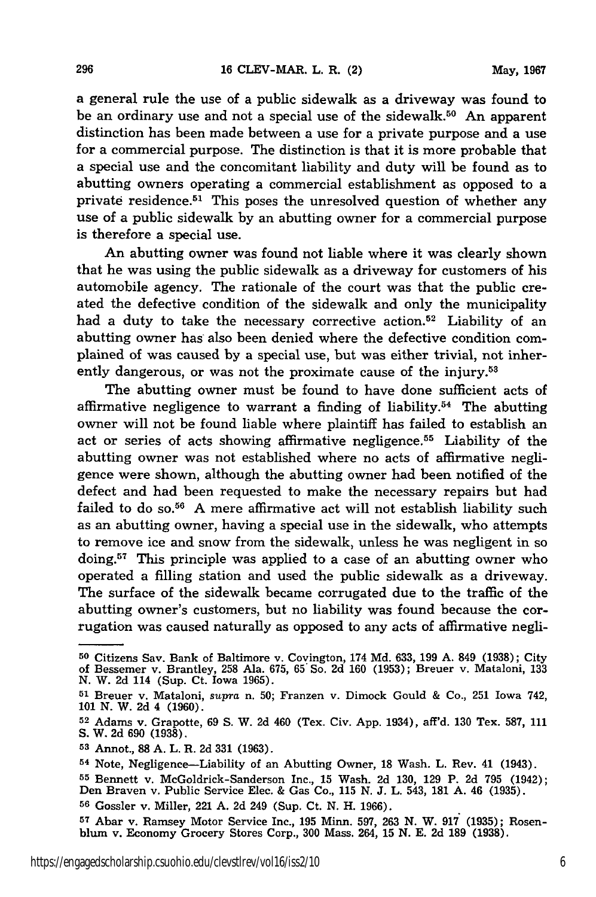a general rule the use of a public sidewalk as a driveway was found to be an ordinary use and not a special use of the sidewalk.[50] An apparent distinction has been made between a use for a private purpose and a use for a commercial purpose. The distinction is that it is more probable that a special use and the concomitant liability and duty will be found as to abutting owners operating a commercial establishment as opposed to a private residence.[51] This poses the unresolved question of whether any use of a public sidewalk by an abutting owner for a commercial purpose is therefore a special use.

An abutting owner was found not liable where it was clearly shown that he was using the public sidewalk as a driveway for customers of his automobile agency. The rationale of the court was that the public created the defective condition of the sidewalk and only the municipality had a duty to take the necessary corrective action.[52] Liability of an abutting owner has also been denied where the defective condition complained of was caused by a special use, but was either trivial, not inherently dangerous, or was not the proximate cause of the injury.[53]

The abutting owner must be found to have done sufficient acts of affirmative negligence to warrant a finding of liability.[54] The abutting owner will not be found liable where plaintiff has failed to establish an act or series of acts showing affirmative negligence.[55] Liability of the abutting owner was not established where no acts of affirmative negligence were shown, although the abutting owner had been notified of the defect and had been requested to make the necessary repairs but had failed to do so.[56] A mere affirmative act will not establish liability such as an abutting owner, having a special use in the sidewalk, who attempts to remove ice and snow from the sidewalk, unless he was negligent in so doing.[57] This principle was applied to a case of an abutting owner who operated a filling station and used the public sidewalk as a driveway. The surface of the sidewalk became corrugated due to the traffic of the abutting owner's customers, but no liability was found because the corrugation was caused naturally as opposed to any acts of affirmative negli-

---

[50] Citizens Sav. Bank of Baltimore v. Covington, 174 Md. 633, 199 A. 849 (1938); City of Bessemer v. Brantley, 258 Ala. 675, 65 So. 2d 160 (1953); Breuer v. Mataloni, 133 N. W. 2d 114 (Sup. Ct. Iowa 1965).

[51] Breuer v. Mataloni, *supra* n. 50; Franzen v. Dimock Gould & Co., 251 Iowa 742, 101 N. W. 2d 4 (1960).

[52] Adams v. Grapotte, 69 S. W. 2d 460 (Tex. Civ. App. 1934), aff'd. 130 Tex. 587, 111 S. W. 2d 690 (1938).

[53] Annot., 88 A. L. R. 2d 331 (1963).

[54] Note, Negligence—Liability of an Abutting Owner, 18 Wash. L. Rev. 41 (1943).

[55] Bennett v. McGoldrick-Sanderson Inc., 15 Wash. 2d 130, 129 P. 2d 795 (1942); Den Braven v. Public Service Elec. & Gas Co., 115 N. J. L. 543, 181 A. 46 (1935).

[56] Gossler v. Miller, 221 A. 2d 249 (Sup. Ct. N. H. 1966).

[57] Abar v. Ramsey Motor Service Inc., 195 Minn. 597, 263 N. W. 917 (1935); Rosenblum v. Economy Grocery Stores Corp., 300 Mass. 264, 15 N. E. 2d 189 (1938).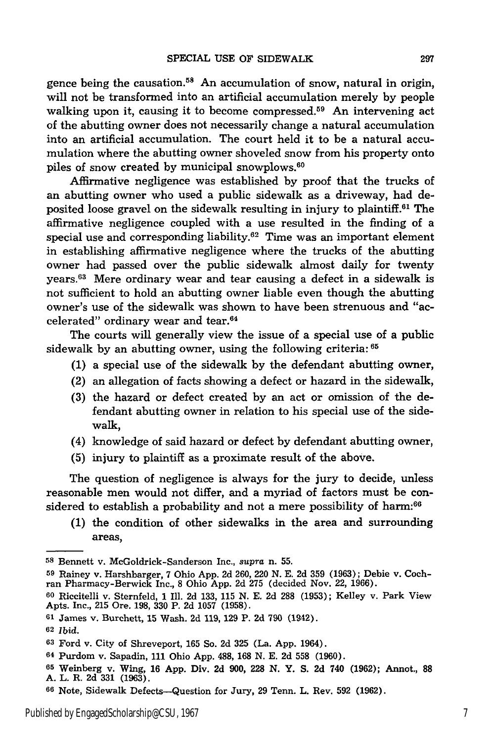gence being the causation.[58] An accumulation of snow, natural in origin, will not be transformed into an artificial accumulation merely by people walking upon it, causing it to become compressed.[59] An intervening act of the abutting owner does not necessarily change a natural accumulation into an artificial accumulation. The court held it to be a natural accumulation where the abutting owner shoveled snow from his property onto piles of snow created by municipal snowplows.[60]

Affirmative negligence was established by proof that the trucks of an abutting owner who used a public sidewalk as a driveway, had deposited loose gravel on the sidewalk resulting in injury to plaintiff.[61] The affirmative negligence coupled with a use resulted in the finding of a special use and corresponding liability.[62] Time was an important element in establishing affirmative negligence where the trucks of the abutting owner had passed over the public sidewalk almost daily for twenty years.[63] Mere ordinary wear and tear causing a defect in a sidewalk is not sufficient to hold an abutting owner liable even though the abutting owner's use of the sidewalk was shown to have been strenuous and "accelerated" ordinary wear and tear.[64]

The courts will generally view the issue of a special use of a public sidewalk by an abutting owner, using the following criteria:[65]

(1) a special use of the sidewalk by the defendant abutting owner,
(2) an allegation of facts showing a defect or hazard in the sidewalk,
(3) the hazard or defect created by an act or omission of the defendant abutting owner in relation to his special use of the sidewalk,
(4) knowledge of said hazard or defect by defendant abutting owner,
(5) injury to plaintiff as a proximate result of the above.

The question of negligence is always for the jury to decide, unless reasonable men would not differ, and a myriad of factors must be considered to establish a probability and not a mere possibility of harm:[66]

(1) the condition of other sidewalks in the area and surrounding areas,

---

[58] Bennett v. McGoldrick-Sanderson Inc., *supra* n. 55.

[59] Rainey v. Harshbarger, 7 Ohio App. 2d 260, 220 N. E. 2d 359 (1963); Debie v. Cochran Pharmacy-Berwick Inc., 8 Ohio App. 2d 275 (decided Nov. 22, 1966).

[60] Riccitelli v. Sternfeld, 1 Ill. 2d 133, 115 N. E. 2d 288 (1953); Kelley v. Park View Apts. Inc., 215 Ore. 198, 330 P. 2d 1057 (1958).

[61] James v. Burchett, 15 Wash. 2d 119, 129 P. 2d 790 (1942).

[62] *Ibid.*

[63] Ford v. City of Shreveport, 165 So. 2d 325 (La. App. 1964).

[64] Purdom v. Sapadin, 111 Ohio App. 488, 168 N. E. 2d 558 (1960).

[65] Weinberg v. Wing, 16 App. Div. 2d 900, 228 N. Y. S. 2d 740 (1962); Annot., 88 A. L. R. 2d 331 (1963).

[66] Note, Sidewalk Defects—Question for Jury, 29 Tenn. L. Rev. 592 (1962).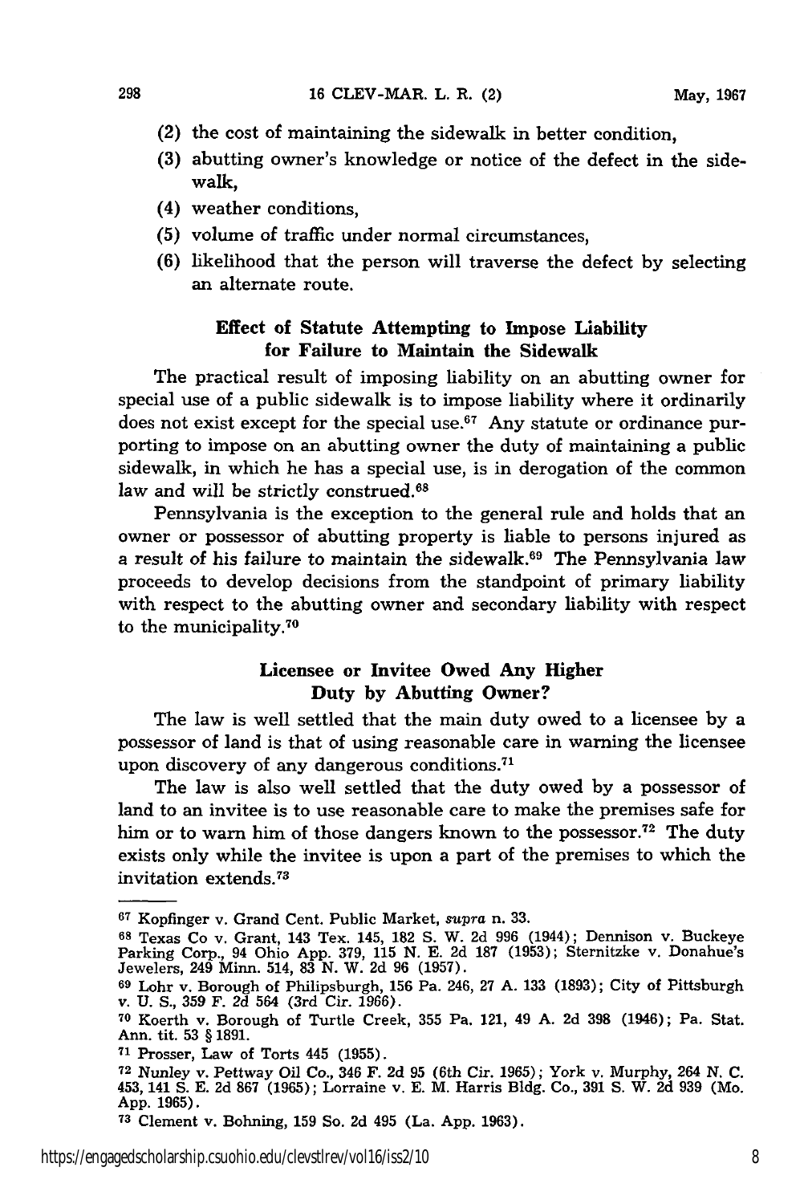(2) the cost of maintaining the sidewalk in better condition,
(3) abutting owner's knowledge or notice of the defect in the sidewalk,
(4) weather conditions,
(5) volume of traffic under normal circumstances,
(6) likelihood that the person will traverse the defect by selecting an alternate route.

### Effect of Statute Attempting to Impose Liability for Failure to Maintain the Sidewalk

The practical result of imposing liability on an abutting owner for special use of a public sidewalk is to impose liability where it ordinarily does not exist except for the special use.[67] Any statute or ordinance purporting to impose on an abutting owner the duty of maintaining a public sidewalk, in which he has a special use, is in derogation of the common law and will be strictly construed.[68]

Pennsylvania is the exception to the general rule and holds that an owner or possessor of abutting property is liable to persons injured as a result of his failure to maintain the sidewalk.[69] The Pennsylvania law proceeds to develop decisions from the standpoint of primary liability with respect to the abutting owner and secondary liability with respect to the municipality.[70]

### Licensee or Invitee Owed Any Higher Duty by Abutting Owner?

The law is well settled that the main duty owed to a licensee by a possessor of land is that of using reasonable care in warning the licensee upon discovery of any dangerous conditions.[71]

The law is also well settled that the duty owed by a possessor of land to an invitee is to use reasonable care to make the premises safe for him or to warn him of those dangers known to the possessor.[72] The duty exists only while the invitee is upon a part of the premises to which the invitation extends.[73]

---

[67] Kopfinger v. Grand Cent. Public Market, *supra* n. 33.

[68] Texas Co v. Grant, 143 Tex. 145, 182 S. W. 2d 996 (1944); Dennison v. Buckeye Parking Corp., 94 Ohio App. 379, 115 N. E. 2d 187 (1953); Sternitzke v. Donahue's Jewelers, 249 Minn. 514, 83 N. W. 2d 96 (1957).

[69] Lohr v. Borough of Philipsburgh, 156 Pa. 246, 27 A. 133 (1893); City of Pittsburgh v. U. S., 359 F. 2d 564 (3rd Cir. 1966).

[70] Koerth v. Borough of Turtle Creek, 355 Pa. 121, 49 A. 2d 398 (1946); Pa. Stat. Ann. tit. 53 § 1891.

[71] Prosser, Law of Torts 445 (1955).

[72] Nunley v. Pettway Oil Co., 346 F. 2d 95 (6th Cir. 1965); York v. Murphy, 264 N. C. 453, 141 S. E. 2d 867 (1965); Lorraine v. E. M. Harris Bldg. Co., 391 S. W. 2d 939 (Mo. App. 1965).

[73] Clement v. Bohning, 159 So. 2d 495 (La. App. 1963).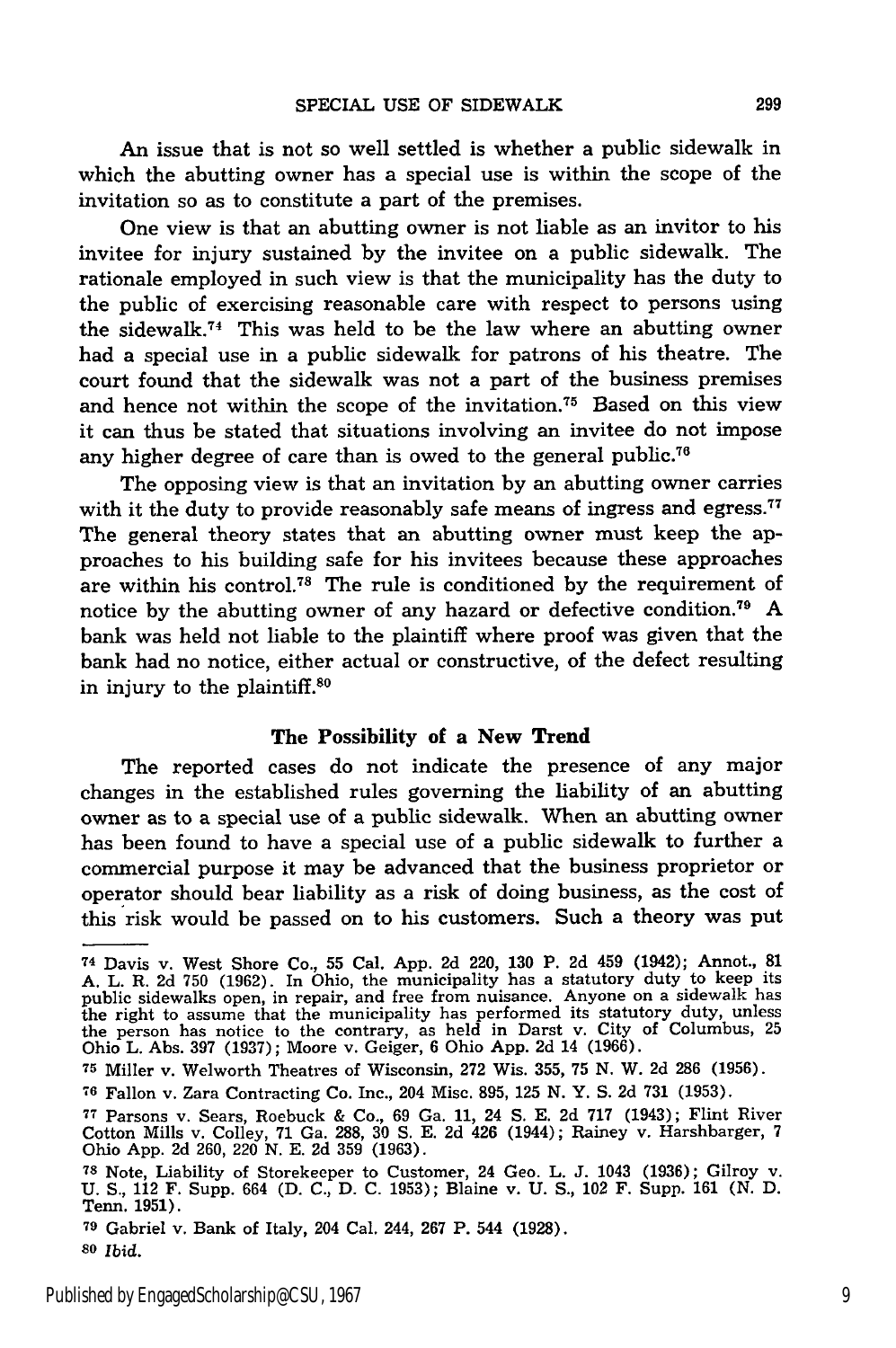An issue that is not so well settled is whether a public sidewalk in which the abutting owner has a special use is within the scope of the invitation so as to constitute a part of the premises.

One view is that an abutting owner is not liable as an invitor to his invitee for injury sustained by the invitee on a public sidewalk. The rationale employed in such view is that the municipality has the duty to the public of exercising reasonable care with respect to persons using the sidewalk.[74] This was held to be the law where an abutting owner had a special use in a public sidewalk for patrons of his theatre. The court found that the sidewalk was not a part of the business premises and hence not within the scope of the invitation.[75] Based on this view it can thus be stated that situations involving an invitee do not impose any higher degree of care than is owed to the general public.[76]

The opposing view is that an invitation by an abutting owner carries with it the duty to provide reasonably safe means of ingress and egress.[77] The general theory states that an abutting owner must keep the approaches to his building safe for his invitees because these approaches are within his control.[78] The rule is conditioned by the requirement of notice by the abutting owner of any hazard or defective condition.[79] A bank was held not liable to the plaintiff where proof was given that the bank had no notice, either actual or constructive, of the defect resulting in injury to the plaintiff.[80]

### The Possibility of a New Trend

The reported cases do not indicate the presence of any major changes in the established rules governing the liability of an abutting owner as to a special use of a public sidewalk. When an abutting owner has been found to have a special use of a public sidewalk to further a commercial purpose it may be advanced that the business proprietor or operator should bear liability as a risk of doing business, as the cost of this risk would be passed on to his customers. Such a theory was put

---

[74] Davis v. West Shore Co., 55 Cal. App. 2d 220, 130 P. 2d 459 (1942); Annot., 81 A. L. R. 2d 750 (1962). In Ohio, the municipality has a statutory duty to keep its public sidewalks open, in repair, and free from nuisance. Anyone on a sidewalk has the right to assume that the municipality has performed its statutory duty, unless the person has notice to the contrary, as held in Darst v. City of Columbus, 25 Ohio L. Abs. 397 (1937); Moore v. Geiger, 6 Ohio App. 2d 14 (1966).

[75] Miller v. Welworth Theatres of Wisconsin, 272 Wis. 355, 75 N. W. 2d 286 (1956).

[76] Fallon v. Zara Contracting Co. Inc., 204 Misc. 895, 125 N. Y. S. 2d 731 (1953).

[77] Parsons v. Sears, Roebuck & Co., 69 Ga. 11, 24 S. E. 2d 717 (1943); Flint River Cotton Mills v. Colley, 71 Ga. 288, 30 S. E. 2d 426 (1944); Rainey v. Harshbarger, 7 Ohio App. 2d 260, 220 N. E. 2d 359 (1963).

[78] Note, Liability of Storekeeper to Customer, 24 Geo. L. J. 1043 (1936); Gilroy v. U. S., 112 F. Supp. 664 (D. C., D. C. 1953); Blaine v. U. S., 102 F. Supp. 161 (N. D. Tenn. 1951).

[79] Gabriel v. Bank of Italy, 204 Cal. 244, 267 P. 544 (1928).

[80] *Ibid.*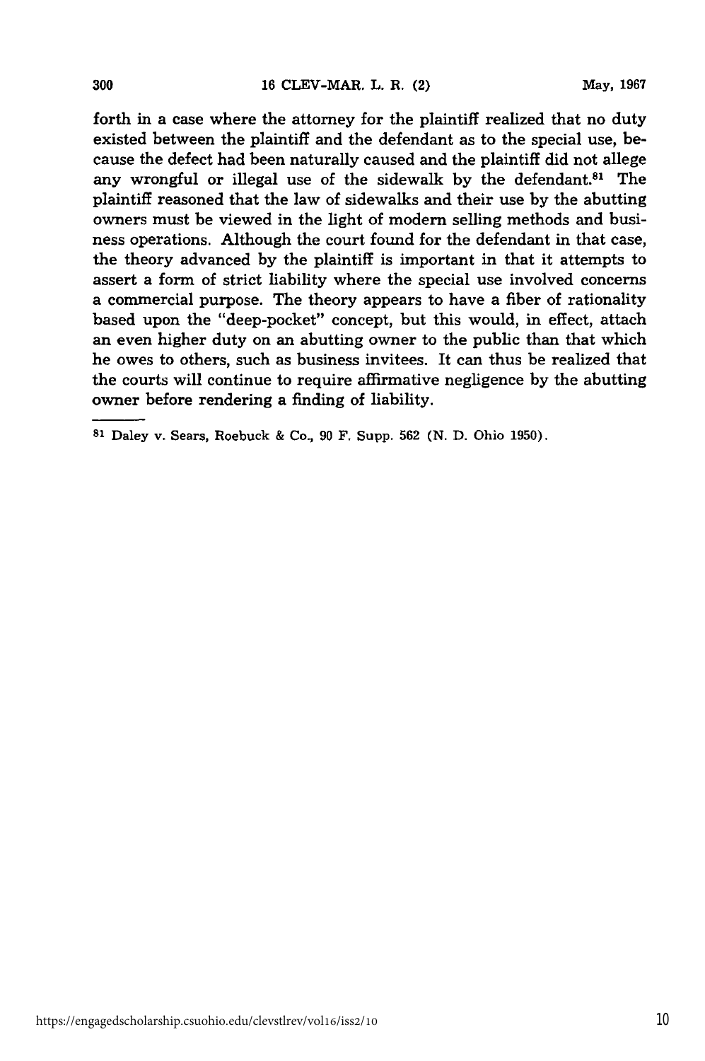forth in a case where the attorney for the plaintiff realized that no duty existed between the plaintiff and the defendant as to the special use, because the defect had been naturally caused and the plaintiff did not allege any wrongful or illegal use of the sidewalk by the defendant.[81] The plaintiff reasoned that the law of sidewalks and their use by the abutting owners must be viewed in the light of modern selling methods and business operations. Although the court found for the defendant in that case, the theory advanced by the plaintiff is important in that it attempts to assert a form of strict liability where the special use involved concerns a commercial purpose. The theory appears to have a fiber of rationality based upon the "deep-pocket" concept, but this would, in effect, attach an even higher duty on an abutting owner to the public than that which he owes to others, such as business invitees. It can thus be realized that the courts will continue to require affirmative negligence by the abutting owner before rendering a finding of liability.

---

[81] Daley v. Sears, Roebuck & Co., 90 F. Supp. 562 (N. D. Ohio 1950).